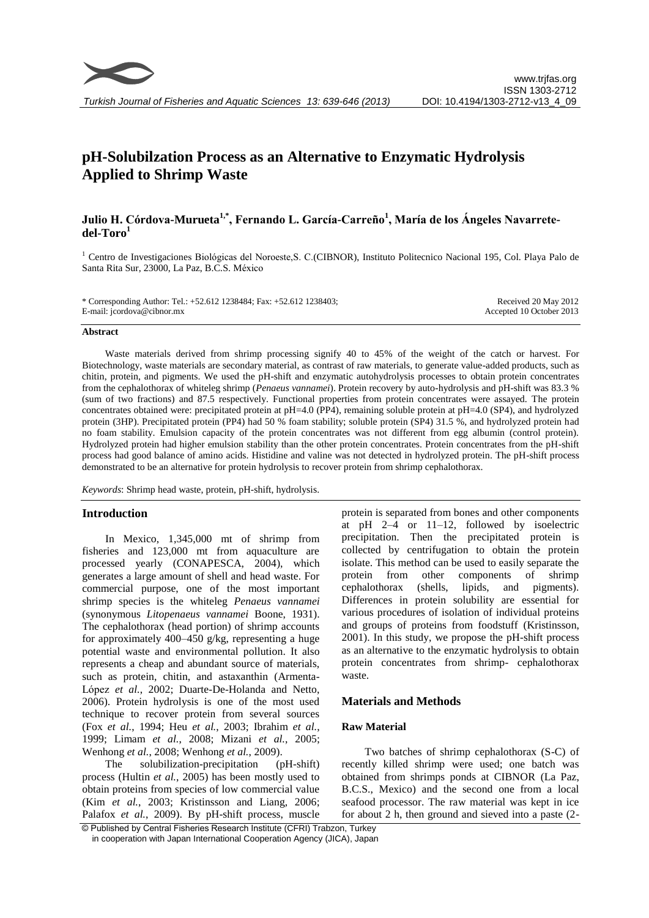# pH-Solubilzation Process as an Alternative to Enzymatic Hydrolysis Applied to Shrimp Waste

## Julio H. Córdova-Murueta[1,*], Fernando L. García-Carreño[1], María de los Ángeles Navarrete-del-Toro[1]

[1] Centro de Investigaciones Biológicas del Noroeste,S. C.(CIBNOR), Instituto Politecnico Nacional 195, Col. Playa Palo de Santa Rita Sur, 23000, La Paz, B.C.S. México

\* Corresponding Author: Tel.: +52.612 1238484; Fax: +52.612 1238403; E-mail: jcordova@cibnor.mx

Received 20 May 2012
Accepted 10 October 2013

#### Abstract

Waste materials derived from shrimp processing signify 40 to 45% of the weight of the catch or harvest. For Biotechnology, waste materials are secondary material, as contrast of raw materials, to generate value-added products, such as chitin, protein, and pigments. We used the pH-shift and enzymatic autohydrolysis processes to obtain protein concentrates from the cephalothorax of whiteleg shrimp (*Penaeus vannamei*). Protein recovery by auto-hydrolysis and pH-shift was 83.3 % (sum of two fractions) and 87.5 respectively. Functional properties from protein concentrates were assayed. The protein concentrates obtained were: precipitated protein at pH=4.0 (PP4), remaining soluble protein at pH=4.0 (SP4), and hydrolyzed protein (3HP). Precipitated protein (PP4) had 50 % foam stability; soluble protein (SP4) 31.5 %, and hydrolyzed protein had no foam stability. Emulsion capacity of the protein concentrates was not different from egg albumin (control protein). Hydrolyzed protein had higher emulsion stability than the other protein concentrates. Protein concentrates from the pH-shift process had good balance of amino acids. Histidine and valine was not detected in hydrolyzed protein. The pH-shift process demonstrated to be an alternative for protein hydrolysis to recover protein from shrimp cephalothorax.

*Keywords*: Shrimp head waste, protein, pH-shift, hydrolysis.

### Introduction

In Mexico, 1,345,000 mt of shrimp from fisheries and 123,000 mt from aquaculture are processed yearly (CONAPESCA, 2004), which generates a large amount of shell and head waste. For commercial purpose, one of the most important shrimp species is the whiteleg *Penaeus vannamei* (synonymous *Litopenaeus vannamei* Boone, 1931). The cephalothorax (head portion) of shrimp accounts for approximately 400–450 g/kg, representing a huge potential waste and environmental pollution. It also represents a cheap and abundant source of materials, such as protein, chitin, and astaxanthin (Armenta-López *et al.*, 2002; Duarte-De-Holanda and Netto, 2006). Protein hydrolysis is one of the most used technique to recover protein from several sources (Fox *et al.*, 1994; Heu *et al.*, 2003; Ibrahim *et al.*, 1999; Limam *et al.*, 2008; Mizani *et al.*, 2005; Wenhong *et al.*, 2008; Wenhong *et al.*, 2009).

The solubilization-precipitation (pH-shift) process (Hultin *et al.*, 2005) has been mostly used to obtain proteins from species of low commercial value (Kim *et al.*, 2003; Kristinsson and Liang, 2006; Palafox *et al.*, 2009). By pH-shift process, muscle protein is separated from bones and other components at pH 2–4 or 11–12, followed by isoelectric precipitation. Then the precipitated protein is collected by centrifugation to obtain the protein isolate. This method can be used to easily separate the protein from other components of shrimp cephalothorax (shells, lipids, and pigments). Differences in protein solubility are essential for various procedures of isolation of individual proteins and groups of proteins from foodstuff (Kristinsson, 2001). In this study, we propose the pH-shift process as an alternative to the enzymatic hydrolysis to obtain protein concentrates from shrimp- cephalothorax waste.

### Materials and Methods

#### Raw Material

Two batches of shrimp cephalothorax (S-C) of recently killed shrimp were used; one batch was obtained from shrimps ponds at CIBNOR (La Paz, B.C.S., Mexico) and the second one from a local seafood processor. The raw material was kept in ice for about 2 h, then ground and sieved into a paste (2-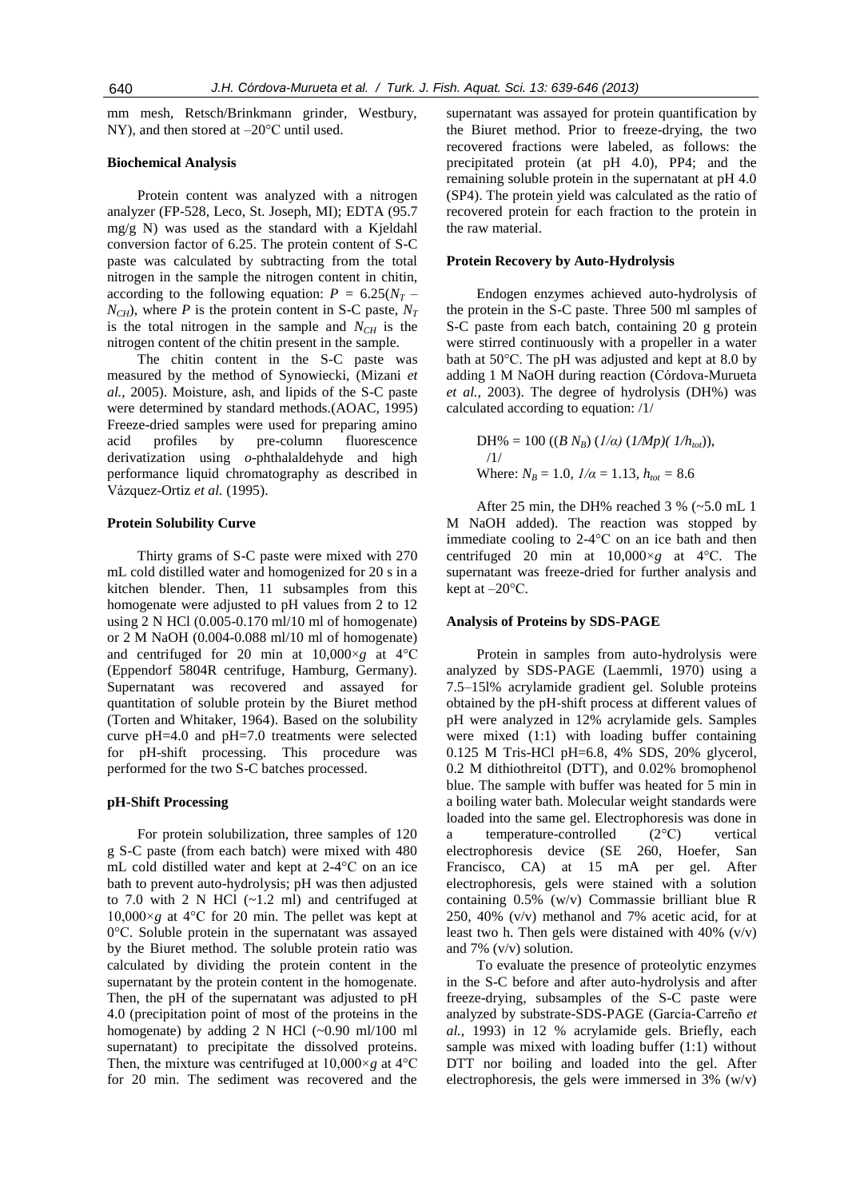mm mesh, Retsch/Brinkmann grinder, Westbury, NY), and then stored at –20°C until used.

### Biochemical Analysis

Protein content was analyzed with a nitrogen analyzer (FP-528, Leco, St. Joseph, MI); EDTA (95.7 mg/g N) was used as the standard with a Kjeldahl conversion factor of 6.25. The protein content of S-C paste was calculated by subtracting from the total nitrogen in the sample the nitrogen content in chitin, according to the following equation: $P = 6.25(N_T - N_{CH})$, where $P$ is the protein content in S-C paste, $N_T$ is the total nitrogen in the sample and $N_{CH}$ is the nitrogen content of the chitin present in the sample.

The chitin content in the S-C paste was measured by the method of Synowiecki, (Mizani *et al.*, 2005). Moisture, ash, and lipids of the S-C paste were determined by standard methods.(AOAC, 1995) Freeze-dried samples were used for preparing amino acid profiles by pre-column fluorescence derivatization using *o*-phthalaldehyde and high performance liquid chromatography as described in Vázquez-Ortiz *et al.* (1995).

### Protein Solubility Curve

Thirty grams of S-C paste were mixed with 270 mL cold distilled water and homogenized for 20 s in a kitchen blender. Then, 11 subsamples from this homogenate were adjusted to pH values from 2 to 12 using 2 N HCl (0.005-0.170 ml/10 ml of homogenate) or 2 M NaOH (0.004-0.088 ml/10 ml of homogenate) and centrifuged for 20 min at 10,000×*g* at 4°C (Eppendorf 5804R centrifuge, Hamburg, Germany). Supernatant was recovered and assayed for quantitation of soluble protein by the Biuret method (Torten and Whitaker, 1964). Based on the solubility curve pH=4.0 and pH=7.0 treatments were selected for pH-shift processing. This procedure was performed for the two S-C batches processed.

### pH-Shift Processing

For protein solubilization, three samples of 120 g S-C paste (from each batch) were mixed with 480 mL cold distilled water and kept at 2-4°C on an ice bath to prevent auto-hydrolysis; pH was then adjusted to 7.0 with 2 N HCl (~1.2 ml) and centrifuged at 10,000×*g* at 4°C for 20 min. The pellet was kept at 0°C. Soluble protein in the supernatant was assayed by the Biuret method. The soluble protein ratio was calculated by dividing the protein content in the supernatant by the protein content in the homogenate. Then, the pH of the supernatant was adjusted to pH 4.0 (precipitation point of most of the proteins in the homogenate) by adding 2 N HCl (~0.90 ml/100 ml supernatant) to precipitate the dissolved proteins. Then, the mixture was centrifuged at 10,000×*g* at 4°C for 20 min. The sediment was recovered and the supernatant was assayed for protein quantification by the Biuret method. Prior to freeze-drying, the two recovered fractions were labeled, as follows: the precipitated protein (at pH 4.0), PP4; and the remaining soluble protein in the supernatant at pH 4.0 (SP4). The protein yield was calculated as the ratio of recovered protein for each fraction to the protein in the raw material.

### Protein Recovery by Auto-Hydrolysis

Endogen enzymes achieved auto-hydrolysis of the protein in the S-C paste. Three 500 ml samples of S-C paste from each batch, containing 20 g protein were stirred continuously with a propeller in a water bath at 50°C. The pH was adjusted and kept at 8.0 by adding 1 M NaOH during reaction (Córdova-Murueta *et al.*, 2003). The degree of hydrolysis (DH%) was calculated according to equation: /1/

$$DH\% = 100\ ((B\ N_B)\ (1/\alpha)\ (1/Mp)(\ 1/h_{tot})),$$ /1/

Where: $N_B = 1.0$, $1/\alpha = 1.13$, $h_{tot} = 8.6$

After 25 min, the DH% reached 3 % (~5.0 mL 1 M NaOH added). The reaction was stopped by immediate cooling to 2-4°C on an ice bath and then centrifuged 20 min at 10,000×*g* at 4°C. The supernatant was freeze-dried for further analysis and kept at –20°C.

### Analysis of Proteins by SDS-PAGE

Protein in samples from auto-hydrolysis were analyzed by SDS-PAGE (Laemmli, 1970) using a 7.5–15l% acrylamide gradient gel. Soluble proteins obtained by the pH-shift process at different values of pH were analyzed in 12% acrylamide gels. Samples were mixed (1:1) with loading buffer containing 0.125 M Tris-HCl pH=6.8, 4% SDS, 20% glycerol, 0.2 M dithiothreitol (DTT), and 0.02% bromophenol blue. The sample with buffer was heated for 5 min in a boiling water bath. Molecular weight standards were loaded into the same gel. Electrophoresis was done in a temperature-controlled (2°C) vertical electrophoresis device (SE 260, Hoefer, San Francisco, CA) at 15 mA per gel. After electrophoresis, gels were stained with a solution containing 0.5% (w/v) Commassie brilliant blue R 250, 40% (v/v) methanol and 7% acetic acid, for at least two h. Then gels were distained with 40% (v/v) and 7% (v/v) solution.

To evaluate the presence of proteolytic enzymes in the S-C before and after auto-hydrolysis and after freeze-drying, subsamples of the S-C paste were analyzed by substrate-SDS-PAGE (García-Carreño *et al.*, 1993) in 12 % acrylamide gels. Briefly, each sample was mixed with loading buffer (1:1) without DTT nor boiling and loaded into the gel. After electrophoresis, the gels were immersed in 3% (w/v)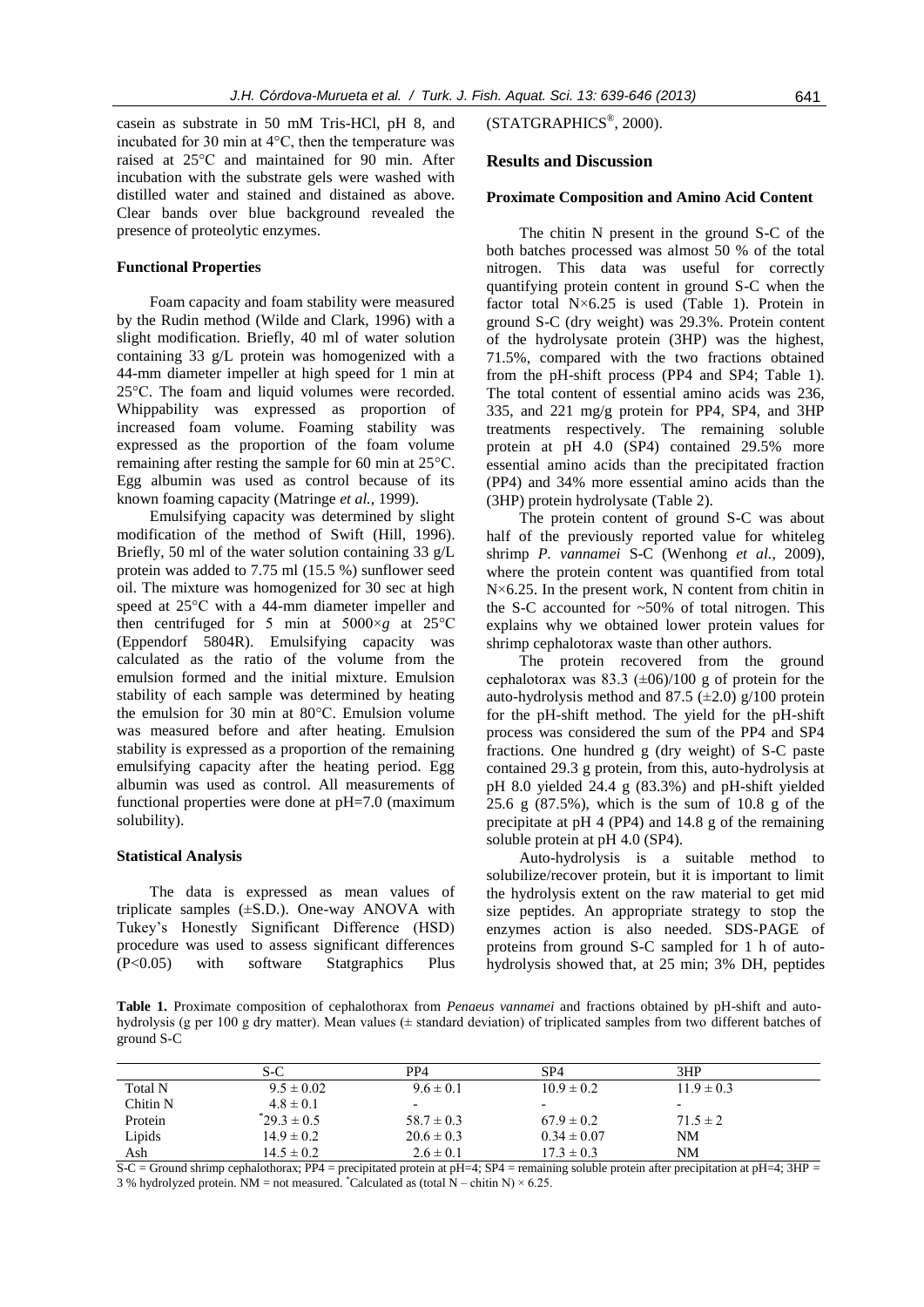casein as substrate in 50 mM Tris-HCl, pH 8, and incubated for 30 min at 4°C, then the temperature was raised at 25°C and maintained for 90 min. After incubation with the substrate gels were washed with distilled water and stained and distained as above. Clear bands over blue background revealed the presence of proteolytic enzymes.

### Functional Properties

Foam capacity and foam stability were measured by the Rudin method (Wilde and Clark, 1996) with a slight modification. Briefly, 40 ml of water solution containing 33 g/L protein was homogenized with a 44-mm diameter impeller at high speed for 1 min at 25°C. The foam and liquid volumes were recorded. Whippability was expressed as proportion of increased foam volume. Foaming stability was expressed as the proportion of the foam volume remaining after resting the sample for 60 min at 25°C. Egg albumin was used as control because of its known foaming capacity (Matringe *et al.*, 1999).

Emulsifying capacity was determined by slight modification of the method of Swift (Hill, 1996). Briefly, 50 ml of the water solution containing 33 g/L protein was added to 7.75 ml (15.5 %) sunflower seed oil. The mixture was homogenized for 30 sec at high speed at 25°C with a 44-mm diameter impeller and then centrifuged for 5 min at 5000×*g* at 25°C (Eppendorf 5804R). Emulsifying capacity was calculated as the ratio of the volume from the emulsion formed and the initial mixture. Emulsion stability of each sample was determined by heating the emulsion for 30 min at 80°C. Emulsion volume was measured before and after heating. Emulsion stability is expressed as a proportion of the remaining emulsifying capacity after the heating period. Egg albumin was used as control. All measurements of functional properties were done at pH=7.0 (maximum solubility).

### Statistical Analysis

The data is expressed as mean values of triplicate samples (±S.D.). One-way ANOVA with Tukey's Honestly Significant Difference (HSD) procedure was used to assess significant differences ($P<0.05$) with software Statgraphics Plus (STATGRAPHICS®, 2000).

## Results and Discussion

### Proximate Composition and Amino Acid Content

The chitin N present in the ground S-C of the both batches processed was almost 50 % of the total nitrogen. This data was useful for correctly quantifying protein content in ground S-C when the factor total N×6.25 is used (Table 1). Protein in ground S-C (dry weight) was 29.3%. Protein content of the hydrolysate protein (3HP) was the highest, 71.5%, compared with the two fractions obtained from the pH-shift process (PP4 and SP4; Table 1). The total content of essential amino acids was 236, 335, and 221 mg/g protein for PP4, SP4, and 3HP treatments respectively. The remaining soluble protein at pH 4.0 (SP4) contained 29.5% more essential amino acids than the precipitated fraction (PP4) and 34% more essential amino acids than the (3HP) protein hydrolysate (Table 2).

The protein content of ground S-C was about half of the previously reported value for whiteleg shrimp *P. vannamei* S-C (Wenhong *et al.*, 2009), where the protein content was quantified from total N×6.25. In the present work, N content from chitin in the S-C accounted for ~50% of total nitrogen. This explains why we obtained lower protein values for shrimp cephalotorax waste than other authors.

The protein recovered from the ground cephalotorax was 83.3 (±06)/100 g of protein for the auto-hydrolysis method and 87.5 (±2.0) g/100 protein for the pH-shift method. The yield for the pH-shift process was considered the sum of the PP4 and SP4 fractions. One hundred g (dry weight) of S-C paste contained 29.3 g protein, from this, auto-hydrolysis at pH 8.0 yielded 24.4 g (83.3%) and pH-shift yielded 25.6 g (87.5%), which is the sum of 10.8 g of the precipitate at pH 4 (PP4) and 14.8 g of the remaining soluble protein at pH 4.0 (SP4).

Auto-hydrolysis is a suitable method to solubilize/recover protein, but it is important to limit the hydrolysis extent on the raw material to get mid size peptides. An appropriate strategy to stop the enzymes action is also needed. SDS-PAGE of proteins from ground S-C sampled for 1 h of auto-hydrolysis showed that, at 25 min; 3% DH, peptides

**Table 1.** Proximate composition of cephalothorax from *Penaeus vannamei* and fractions obtained by pH-shift and auto-hydrolysis (g per 100 g dry matter). Mean values (± standard deviation) of triplicated samples from two different batches of ground S-C

| | S-C | PP4 | SP4 | 3HP |
|---|---|---|---|---|
| Total N | 9.5 ± 0.02 | 9.6 ± 0.1 | 10.9 ± 0.2 | 11.9 ± 0.3 |
| Chitin N | 4.8 ± 0.1 | - | - | - |
| Protein | *29.3 ± 0.5 | 58.7 ± 0.3 | 67.9 ± 0.2 | 71.5 ± 2 |
| Lipids | 14.9 ± 0.2 | 20.6 ± 0.3 | 0.34 ± 0.07 | NM |
| Ash | 14.5 ± 0.2 | 2.6 ± 0.1 | 17.3 ± 0.3 | NM |

S-C = Ground shrimp cephalothorax; PP4 = precipitated protein at pH=4; SP4 = remaining soluble protein after precipitation at pH=4; 3HP = 3 % hydrolyzed protein. NM = not measured. *Calculated as (total N – chitin N) × 6.25.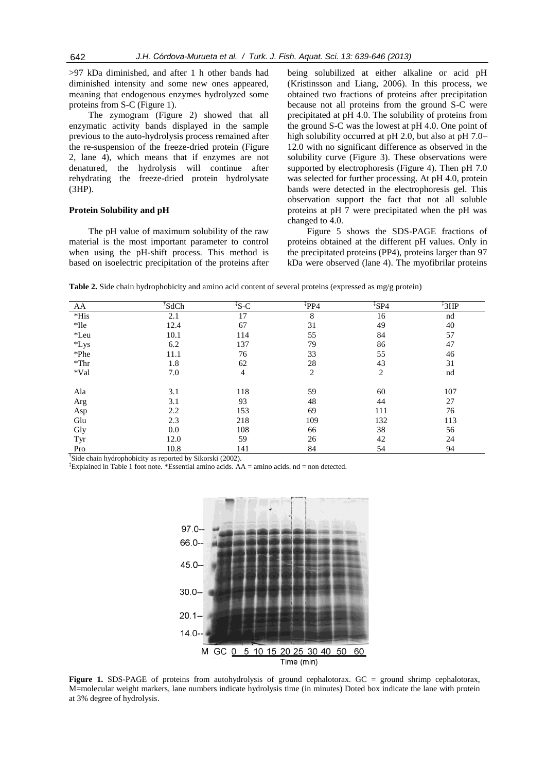>97 kDa diminished, and after 1 h other bands had diminished intensity and some new ones appeared, meaning that endogenous enzymes hydrolyzed some proteins from S-C (Figure 1).

The zymogram (Figure 2) showed that all enzymatic activity bands displayed in the sample previous to the auto-hydrolysis process remained after the re-suspension of the freeze-dried protein (Figure 2, lane 4), which means that if enzymes are not denatured, the hydrolysis will continue after rehydrating the freeze-dried protein hydrolysate (3HP).

### Protein Solubility and pH

The pH value of maximum solubility of the raw material is the most important parameter to control when using the pH-shift process. This method is based on isoelectric precipitation of the proteins after being solubilized at either alkaline or acid pH (Kristinsson and Liang, 2006). In this process, we obtained two fractions of proteins after precipitation because not all proteins from the ground S-C were precipitated at pH 4.0. The solubility of proteins from the ground S-C was the lowest at pH 4.0. One point of high solubility occurred at pH 2.0, but also at pH 7.0–12.0 with no significant difference as observed in the solubility curve (Figure 3). These observations were supported by electrophoresis (Figure 4). Then pH 7.0 was selected for further processing. At pH 4.0, protein bands were detected in the electrophoresis gel. This observation support the fact that not all soluble proteins at pH 7 were precipitated when the pH was changed to 4.0.

Figure 5 shows the SDS-PAGE fractions of proteins obtained at the different pH values. Only in the precipitated proteins (PP4), proteins larger than 97 kDa were observed (lane 4). The myofibrilar proteins

**Table 2.** Side chain hydrophobicity and amino acid content of several proteins (expressed as mg/g protein)

| AA | †SdCh | ‡S-C | ‡PP4 | ‡SP4 | ‡3HP |
|---|---|---|---|---|---|
| *His | 2.1 | 17 | 8 | 16 | nd |
| *Ile | 12.4 | 67 | 31 | 49 | 40 |
| *Leu | 10.1 | 114 | 55 | 84 | 57 |
| *Lys | 6.2 | 137 | 79 | 86 | 47 |
| *Phe | 11.1 | 76 | 33 | 55 | 46 |
| *Thr | 1.8 | 62 | 28 | 43 | 31 |
| *Val | 7.0 | 4 | 2 | 2 | nd |
| Ala | 3.1 | 118 | 59 | 60 | 107 |
| Arg | 3.1 | 93 | 48 | 44 | 27 |
| Asp | 2.2 | 153 | 69 | 111 | 76 |
| Glu | 2.3 | 218 | 109 | 132 | 113 |
| Gly | 0.0 | 108 | 66 | 38 | 56 |
| Tyr | 12.0 | 59 | 26 | 42 | 24 |
| Pro | 10.8 | 141 | 84 | 54 | 94 |

†Side chain hydrophobicity as reported by Sikorski (2002).
‡Explained in Table 1 foot note. *Essential amino acids. AA = amino acids. nd = non detected.

**Figure 1.** SDS-PAGE of proteins from autohydrolysis of ground cephalotorax. GC = ground shrimp cephalotorax, M=molecular weight markers, lane numbers indicate hydrolysis time (in minutes) Doted box indicate the lane with protein at 3% degree of hydrolysis.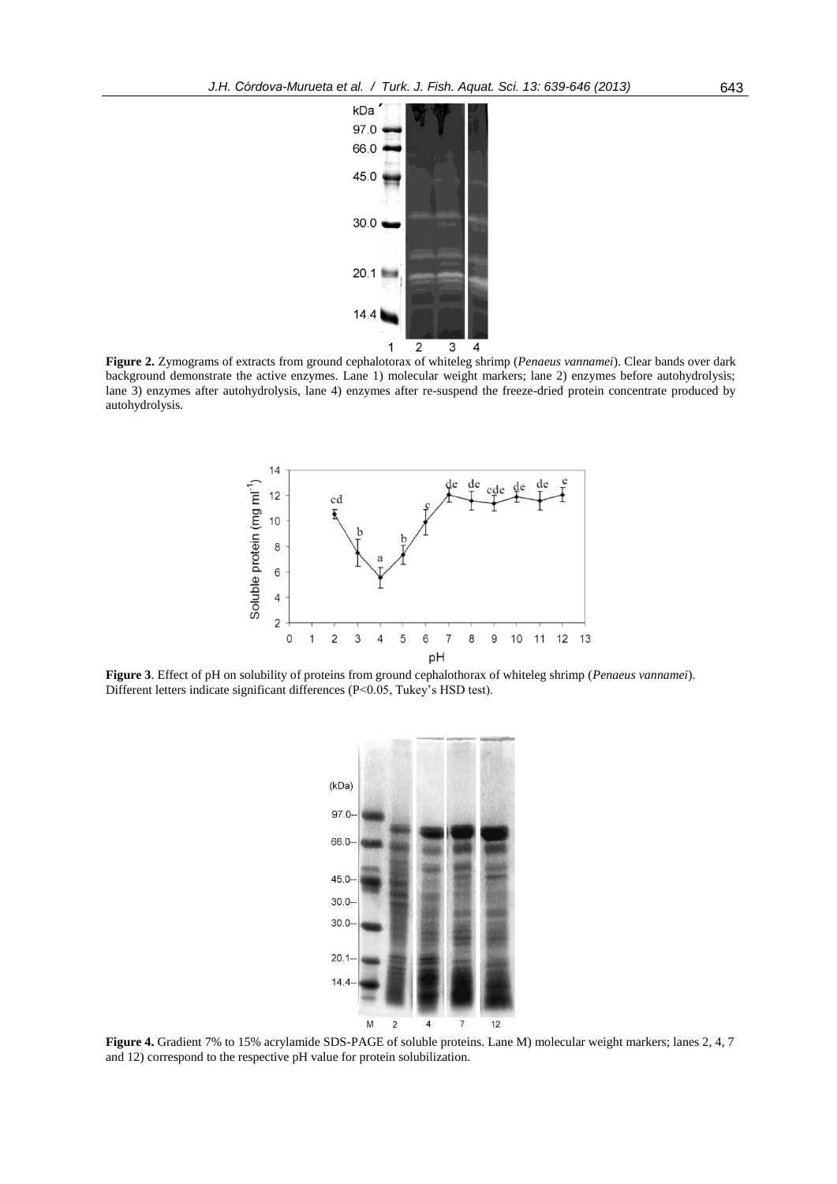**Figure 2.** Zymograms of extracts from ground cephalotorax of whiteleg shrimp (*Penaeus vannamei*). Clear bands over dark background demonstrate the active enzymes. Lane 1) molecular weight markers; lane 2) enzymes before autohydrolysis; lane 3) enzymes after autohydrolysis, lane 4) enzymes after re-suspend the freeze-dried protein concentrate produced by autohydrolysis.

**Figure 3**. Effect of pH on solubility of proteins from ground cephalothorax of whiteleg shrimp (*Penaeus vannamei*). Different letters indicate significant differences (P<0.05, Tukey's HSD test).

**Figure 4.** Gradient 7% to 15% acrylamide SDS-PAGE of soluble proteins. Lane M) molecular weight markers; lanes 2, 4, 7 and 12) correspond to the respective pH value for protein solubilization.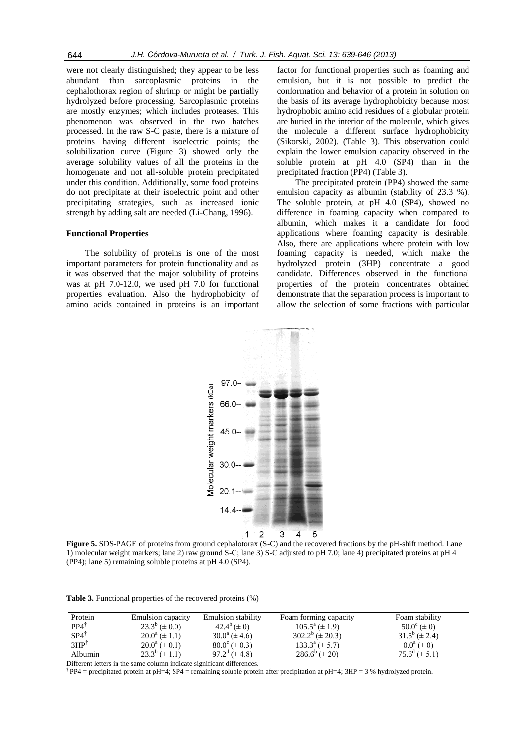were not clearly distinguished; they appear to be less abundant than sarcoplasmic proteins in the cephalothorax region of shrimp or might be partially hydrolyzed before processing. Sarcoplasmic proteins are mostly enzymes; which includes proteases. This phenomenon was observed in the two batches processed. In the raw S-C paste, there is a mixture of proteins having different isoelectric points; the solubilization curve (Figure 3) showed only the average solubility values of all the proteins in the homogenate and not all-soluble protein precipitated under this condition. Additionally, some food proteins do not precipitate at their isoelectric point and other precipitating strategies, such as increased ionic strength by adding salt are needed (Li-Chang, 1996).

### Functional Properties

The solubility of proteins is one of the most important parameters for protein functionality and as it was observed that the major solubility of proteins was at pH 7.0-12.0, we used pH 7.0 for functional properties evaluation. Also the hydrophobicity of amino acids contained in proteins is an important factor for functional properties such as foaming and emulsion, but it is not possible to predict the conformation and behavior of a protein in solution on the basis of its average hydrophobicity because most hydrophobic amino acid residues of a globular protein are buried in the interior of the molecule, which gives the molecule a different surface hydrophobicity (Sikorski, 2002). (Table 3). This observation could explain the lower emulsion capacity observed in the soluble protein at pH 4.0 (SP4) than in the precipitated fraction (PP4) (Table 3).

The precipitated protein (PP4) showed the same emulsion capacity as albumin (stability of 23.3 %). The soluble protein, at pH 4.0 (SP4), showed no difference in foaming capacity when compared to albumin, which makes it a candidate for food applications where foaming capacity is desirable. Also, there are applications where protein with low foaming capacity is needed, which make the hydrolyzed protein (3HP) concentrate a good candidate. Differences observed in the functional properties of the protein concentrates obtained demonstrate that the separation process is important to allow the selection of some fractions with particular

**Figure 5.** SDS-PAGE of proteins from ground cephalotorax (S-C) and the recovered fractions by the pH-shift method. Lane 1) molecular weight markers; lane 2) raw ground S-C; lane 3) S-C adjusted to pH 7.0; lane 4) precipitated proteins at pH 4 (PP4); lane 5) remaining soluble proteins at pH 4.0 (SP4).

**Table 3.** Functional properties of the recovered proteins (%)

| Protein | Emulsion capacity | Emulsion stability | Foam forming capacity | Foam stability |
|---|---|---|---|---|
| PP4[†] | $23.3^{b}$ (± 0.0) | $42.4^{b}$ (± 0) | $105.5^{a}$ (± 1.9) | $50.0^{c}$ (± 0) |
| SP4[†] | $20.0^{a}$ (± 1.1) | $30.0^{a}$ (± 4.6) | $302.2^{b}$ (± 20.3) | $31.5^{b}$ (± 2.4) |
| 3HP[†] | $20.0^{a}$ (± 0.1) | $80.0^{c}$ (± 0.3) | $133.3^{a}$ (± 5.7) | $0.0^{a}$ (± 0) |
| Albumin | $23.3^{b}$ (± 1.1) | $97.2^{d}$ (± 4.8) | $286.6^{b}$ (± 20) | $75.6^{d}$ (± 5.1) |

Different letters in the same column indicate significant differences.

[†] PP4 = precipitated protein at pH=4; SP4 = remaining soluble protein after precipitation at pH=4; 3HP = 3 % hydrolyzed protein.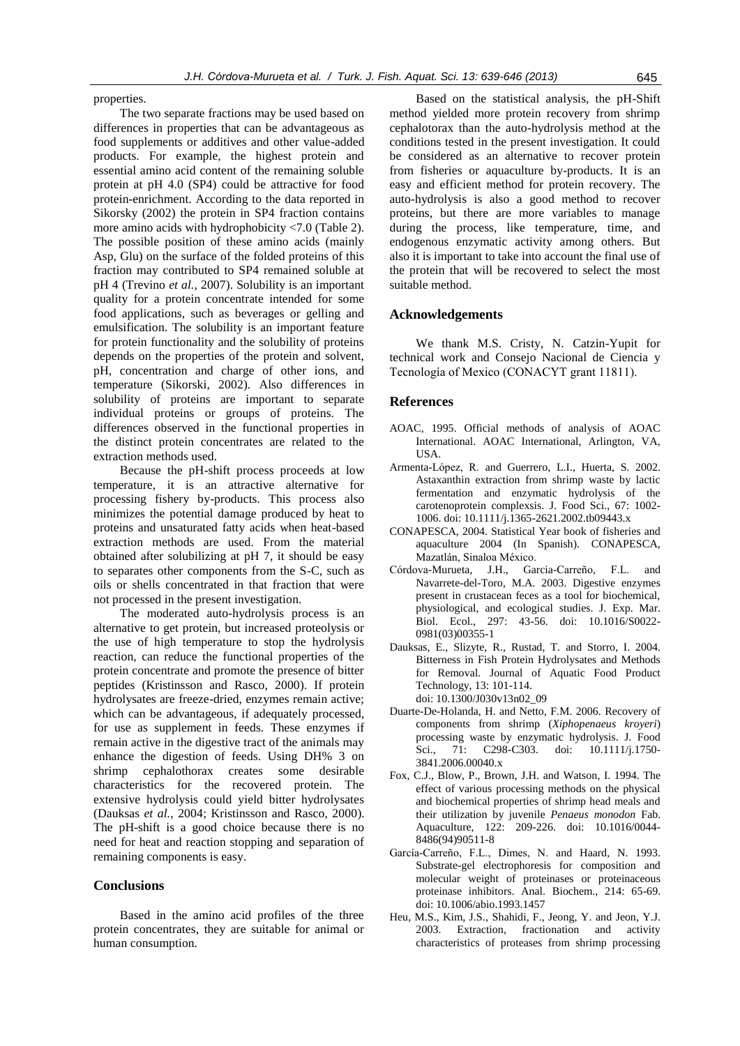properties.

The two separate fractions may be used based on differences in properties that can be advantageous as food supplements or additives and other value-added products. For example, the highest protein and essential amino acid content of the remaining soluble protein at pH 4.0 (SP4) could be attractive for food protein-enrichment. According to the data reported in Sikorsky (2002) the protein in SP4 fraction contains more amino acids with hydrophobicity <7.0 (Table 2). The possible position of these amino acids (mainly Asp, Glu) on the surface of the folded proteins of this fraction may contributed to SP4 remained soluble at pH 4 (Trevino *et al.*, 2007). Solubility is an important quality for a protein concentrate intended for some food applications, such as beverages or gelling and emulsification. The solubility is an important feature for protein functionality and the solubility of proteins depends on the properties of the protein and solvent, pH, concentration and charge of other ions, and temperature (Sikorski, 2002). Also differences in solubility of proteins are important to separate individual proteins or groups of proteins. The differences observed in the functional properties in the distinct protein concentrates are related to the extraction methods used.

Because the pH-shift process proceeds at low temperature, it is an attractive alternative for processing fishery by-products. This process also minimizes the potential damage produced by heat to proteins and unsaturated fatty acids when heat-based extraction methods are used. From the material obtained after solubilizing at pH 7, it should be easy to separates other components from the S-C, such as oils or shells concentrated in that fraction that were not processed in the present investigation.

The moderated auto-hydrolysis process is an alternative to get protein, but increased proteolysis or the use of high temperature to stop the hydrolysis reaction, can reduce the functional properties of the protein concentrate and promote the presence of bitter peptides (Kristinsson and Rasco, 2000). If protein hydrolysates are freeze-dried, enzymes remain active; which can be advantageous, if adequately processed, for use as supplement in feeds. These enzymes if remain active in the digestive tract of the animals may enhance the digestion of feeds. Using DH% 3 on shrimp cephalothorax creates some desirable characteristics for the recovered protein. The extensive hydrolysis could yield bitter hydrolysates (Dauksas *et al.*, 2004; Kristinsson and Rasco, 2000). The pH-shift is a good choice because there is no need for heat and reaction stopping and separation of remaining components is easy.

## Conclusions

Based in the amino acid profiles of the three protein concentrates, they are suitable for animal or human consumption.

Based on the statistical analysis, the pH-Shift method yielded more protein recovery from shrimp cephalotorax than the auto-hydrolysis method at the conditions tested in the present investigation. It could be considered as an alternative to recover protein from fisheries or aquaculture by-products. It is an easy and efficient method for protein recovery. The auto-hydrolysis is also a good method to recover proteins, but there are more variables to manage during the process, like temperature, time, and endogenous enzymatic activity among others. But also it is important to take into account the final use of the protein that will be recovered to select the most suitable method.

## Acknowledgements

We thank M.S. Cristy, N. Catzin-Yupit for technical work and Consejo Nacional de Ciencia y Tecnología de Mexico (CONACYT grant 11811).

## References

AOAC, 1995. Official methods of analysis of AOAC International. AOAC International, Arlington, VA, USA.

Armenta-López, R. and Guerrero, L.I., Huerta, S. 2002. Astaxanthin extraction from shrimp waste by lactic fermentation and enzymatic hydrolysis of the carotenoprotein complexsis. J. Food Sci., 67: 1002-1006. doi: 10.1111/j.1365-2621.2002.tb09443.x

CONAPESCA, 2004. Statistical Year book of fisheries and aquaculture 2004 (In Spanish). CONAPESCA, Mazatlán, Sinaloa México.

Córdova-Murueta, J.H., Garcia-Carreño, F.L. and Navarrete-del-Toro, M.A. 2003. Digestive enzymes present in crustacean feces as a tool for biochemical, physiological, and ecological studies. J. Exp. Mar. Biol. Ecol., 297: 43-56. doi: 10.1016/S0022-0981(03)00355-1

Dauksas, E., Slizyte, R., Rustad, T. and Storro, I. 2004. Bitterness in Fish Protein Hydrolysates and Methods for Removal. Journal of Aquatic Food Product Technology, 13: 101-114. doi: 10.1300/J030v13n02_09

Duarte-De-Holanda, H. and Netto, F.M. 2006. Recovery of components from shrimp (*Xiphopenaeus kroyeri*) processing waste by enzymatic hydrolysis. J. Food Sci., 71: C298-C303. doi: 10.1111/j.1750-3841.2006.00040.x

Fox, C.J., Blow, P., Brown, J.H. and Watson, I. 1994. The effect of various processing methods on the physical and biochemical properties of shrimp head meals and their utilization by juvenile *Penaeus monodon* Fab. Aquaculture, 122: 209-226. doi: 10.1016/0044-8486(94)90511-8

García-Carreño, F.L., Dimes, N. and Haard, N. 1993. Substrate-gel electrophoresis for composition and molecular weight of proteinases or proteinaceous proteinase inhibitors. Anal. Biochem., 214: 65-69. doi: 10.1006/abio.1993.1457

Heu, M.S., Kim, J.S., Shahidi, F., Jeong, Y. and Jeon, Y.J. 2003. Extraction, fractionation and activity characteristics of proteases from shrimp processing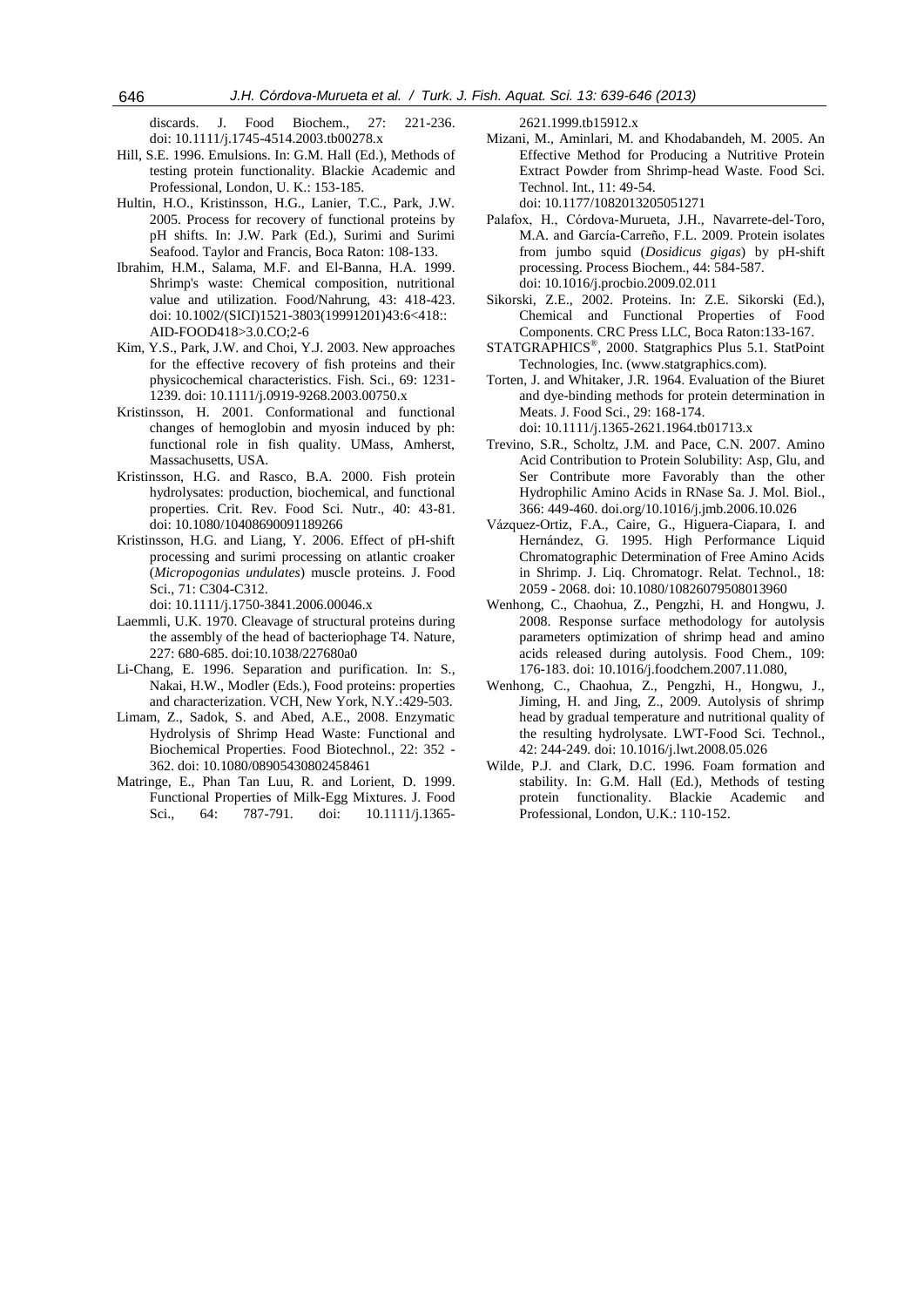discards. J. Food Biochem., 27: 221-236. doi: 10.1111/j.1745-4514.2003.tb00278.x

Hill, S.E. 1996. Emulsions. In: G.M. Hall (Ed.), Methods of testing protein functionality. Blackie Academic and Professional, London, U. K.: 153-185.

Hultin, H.O., Kristinsson, H.G., Lanier, T.C., Park, J.W. 2005. Process for recovery of functional proteins by pH shifts. In: J.W. Park (Ed.), Surimi and Surimi Seafood. Taylor and Francis, Boca Raton: 108-133.

Ibrahim, H.M., Salama, M.F. and El-Banna, H.A. 1999. Shrimp's waste: Chemical composition, nutritional value and utilization. Food/Nahrung, 43: 418-423. doi: 10.1002/(SICI)1521-3803(19991201)43:6<418:: AID-FOOD418>3.0.CO;2-6

Kim, Y.S., Park, J.W. and Choi, Y.J. 2003. New approaches for the effective recovery of fish proteins and their physicochemical characteristics. Fish. Sci., 69: 1231-1239. doi: 10.1111/j.0919-9268.2003.00750.x

Kristinsson, H. 2001. Conformational and functional changes of hemoglobin and myosin induced by ph: functional role in fish quality. UMass, Amherst, Massachusetts, USA.

Kristinsson, H.G. and Rasco, B.A. 2000. Fish protein hydrolysates: production, biochemical, and functional properties. Crit. Rev. Food Sci. Nutr., 40: 43-81. doi: 10.1080/10408690091189266

Kristinsson, H.G. and Liang, Y. 2006. Effect of pH-shift processing and surimi processing on atlantic croaker (*Micropogonias undulates*) muscle proteins. J. Food Sci., 71: C304-C312. doi: 10.1111/j.1750-3841.2006.00046.x

Laemmli, U.K. 1970. Cleavage of structural proteins during the assembly of the head of bacteriophage T4. Nature, 227: 680-685. doi:10.1038/227680a0

Li-Chang, E. 1996. Separation and purification. In: S., Nakai, H.W., Modler (Eds.), Food proteins: properties and characterization. VCH, New York, N.Y.:429-503.

Limam, Z., Sadok, S. and Abed, A.E., 2008. Enzymatic Hydrolysis of Shrimp Head Waste: Functional and Biochemical Properties. Food Biotechnol., 22: 352 - 362. doi: 10.1080/08905430802458461

Matringe, E., Phan Tan Luu, R. and Lorient, D. 1999. Functional Properties of Milk-Egg Mixtures. J. Food Sci., 64: 787-791. doi: 10.1111/j.1365-2621.1999.tb15912.x

Mizani, M., Aminlari, M. and Khodabandeh, M. 2005. An Effective Method for Producing a Nutritive Protein Extract Powder from Shrimp-head Waste. Food Sci. Technol. Int., 11: 49-54. doi: 10.1177/1082013205051271

Palafox, H., Córdova-Murueta, J.H., Navarrete-del-Toro, M.A. and García-Carreño, F.L. 2009. Protein isolates from jumbo squid (*Dosidicus gigas*) by pH-shift processing. Process Biochem., 44: 584-587. doi: 10.1016/j.procbio.2009.02.011

Sikorski, Z.E., 2002. Proteins. In: Z.E. Sikorski (Ed.), Chemical and Functional Properties of Food Components. CRC Press LLC, Boca Raton:133-167.

STATGRAPHICS®, 2000. Statgraphics Plus 5.1. StatPoint Technologies, Inc. (www.statgraphics.com).

Torten, J. and Whitaker, J.R. 1964. Evaluation of the Biuret and dye-binding methods for protein determination in Meats. J. Food Sci., 29: 168-174. doi: 10.1111/j.1365-2621.1964.tb01713.x

Trevino, S.R., Scholtz, J.M. and Pace, C.N. 2007. Amino Acid Contribution to Protein Solubility: Asp, Glu, and Ser Contribute more Favorably than the other Hydrophilic Amino Acids in RNase Sa. J. Mol. Biol., 366: 449-460. doi.org/10.1016/j.jmb.2006.10.026

Vázquez-Ortiz, F.A., Caire, G., Higuera-Ciapara, I. and Hernández, G. 1995. High Performance Liquid Chromatographic Determination of Free Amino Acids in Shrimp. J. Liq. Chromatogr. Relat. Technol., 18: 2059 - 2068. doi: 10.1080/10826079508013960

Wenhong, C., Chaohua, Z., Pengzhi, H. and Hongwu, J. 2008. Response surface methodology for autolysis parameters optimization of shrimp head and amino acids released during autolysis. Food Chem., 109: 176-183. doi: 10.1016/j.foodchem.2007.11.080,

Wenhong, C., Chaohua, Z., Pengzhi, H., Hongwu, J., Jiming, H. and Jing, Z., 2009. Autolysis of shrimp head by gradual temperature and nutritional quality of the resulting hydrolysate. LWT-Food Sci. Technol., 42: 244-249. doi: 10.1016/j.lwt.2008.05.026

Wilde, P.J. and Clark, D.C. 1996. Foam formation and stability. In: G.M. Hall (Ed.), Methods of testing protein functionality. Blackie Academic and Professional, London, U.K.: 110-152.